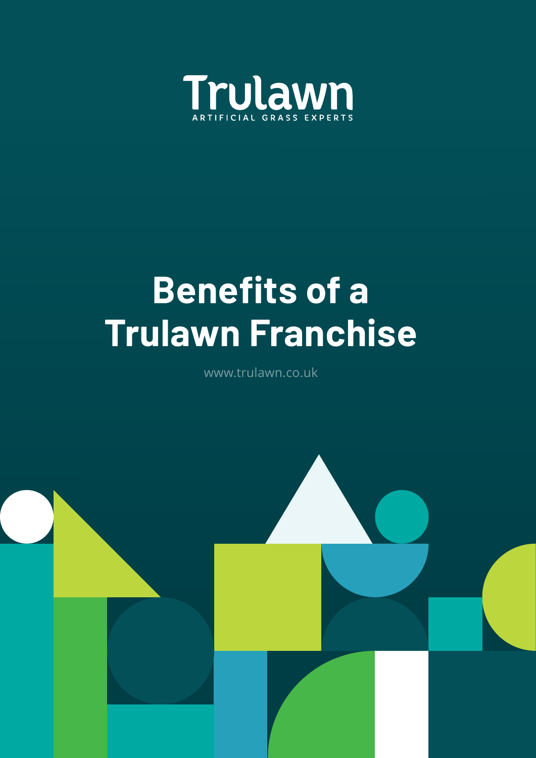Trulawn

ARTIFICIAL GRASS EXPERTS

# Benefits of a Trulawn Franchise

www.trulawn.co.uk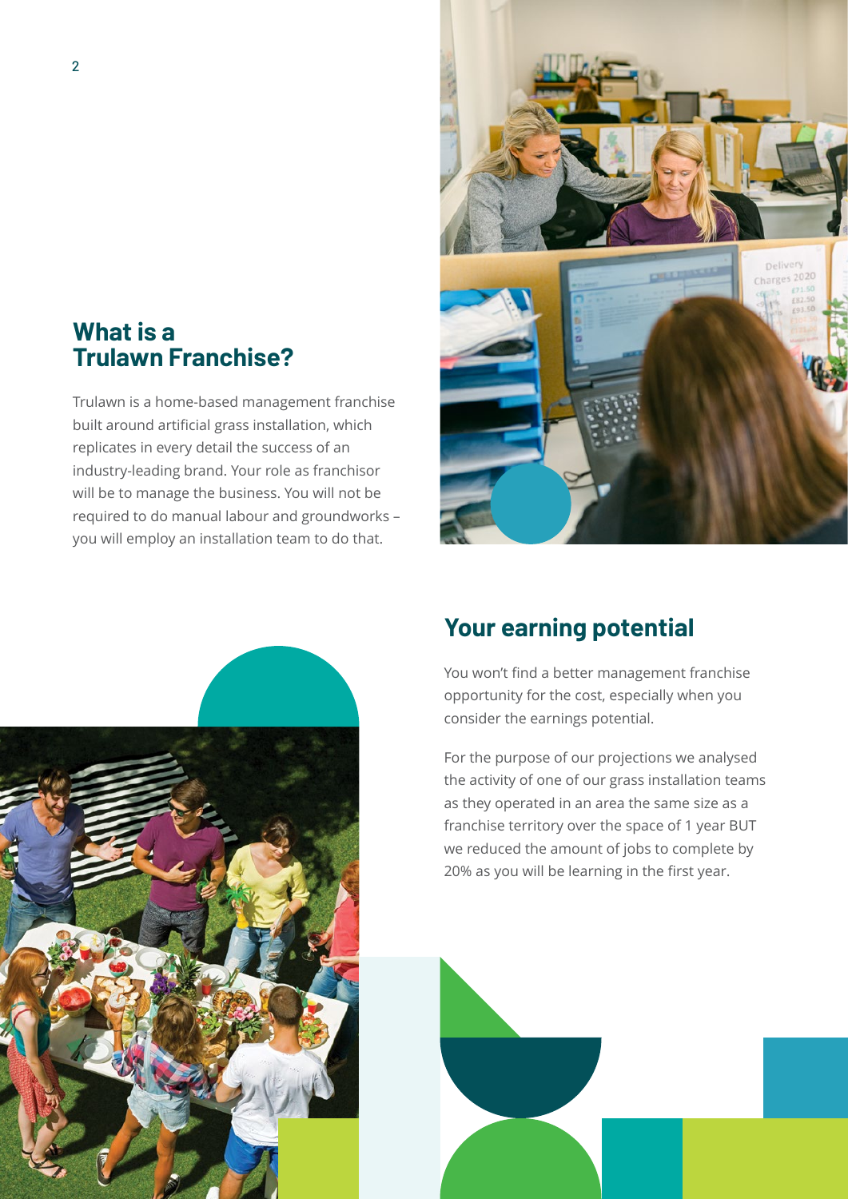## What is a Trulawn Franchise?

Trulawn is a home-based management franchise built around artificial grass installation, which replicates in every detail the success of an industry-leading brand. Your role as franchisor will be to manage the business. You will not be required to do manual labour and groundworks – you will employ an installation team to do that.

## Your earning potential

You won't find a better management franchise opportunity for the cost, especially when you consider the earnings potential.

For the purpose of our projections we analysed the activity of one of our grass installation teams as they operated in an area the same size as a franchise territory over the space of 1 year BUT we reduced the amount of jobs to complete by 20% as you will be learning in the first year.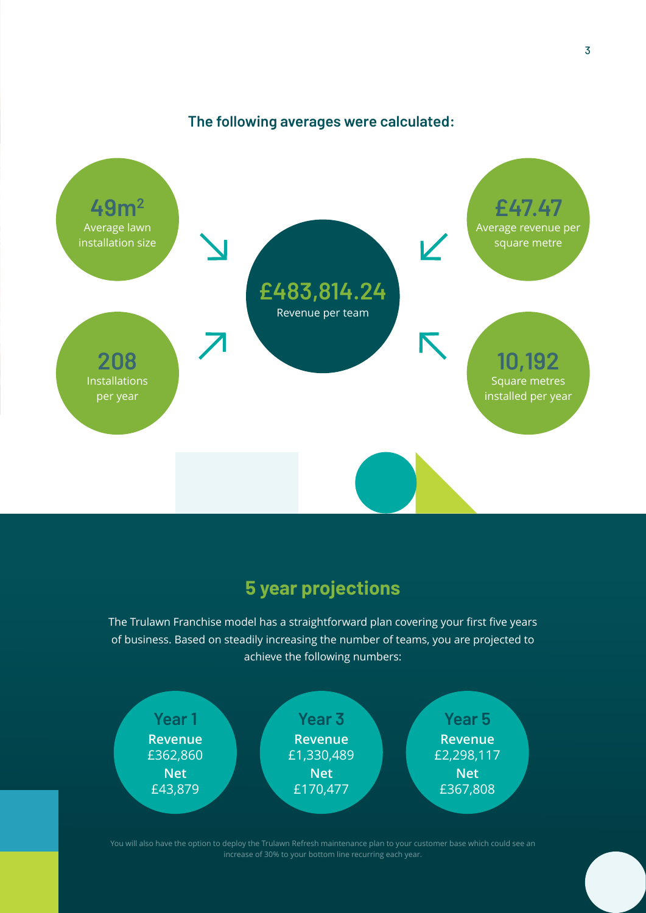**The following averages were calculated:**

**49m$^2$**
Average lawn installation size

**208**
Installations per year

**£483,814.24**
Revenue per team

**£47.47**
Average revenue per square metre

**10,192**
Square metres installed per year

## 5 year projections

The Trulawn Franchise model has a straightforward plan covering your first five years of business. Based on steadily increasing the number of teams, you are projected to achieve the following numbers:

**Year 1**
**Revenue**
£362,860
**Net**
£43,879

**Year 3**
**Revenue**
£1,330,489
**Net**
£170,477

**Year 5**
**Revenue**
£2,298,117
**Net**
£367,808

You will also have the option to deploy the Trulawn Refresh maintenance plan to your customer base which could see an increase of 30% to your bottom line recurring each year.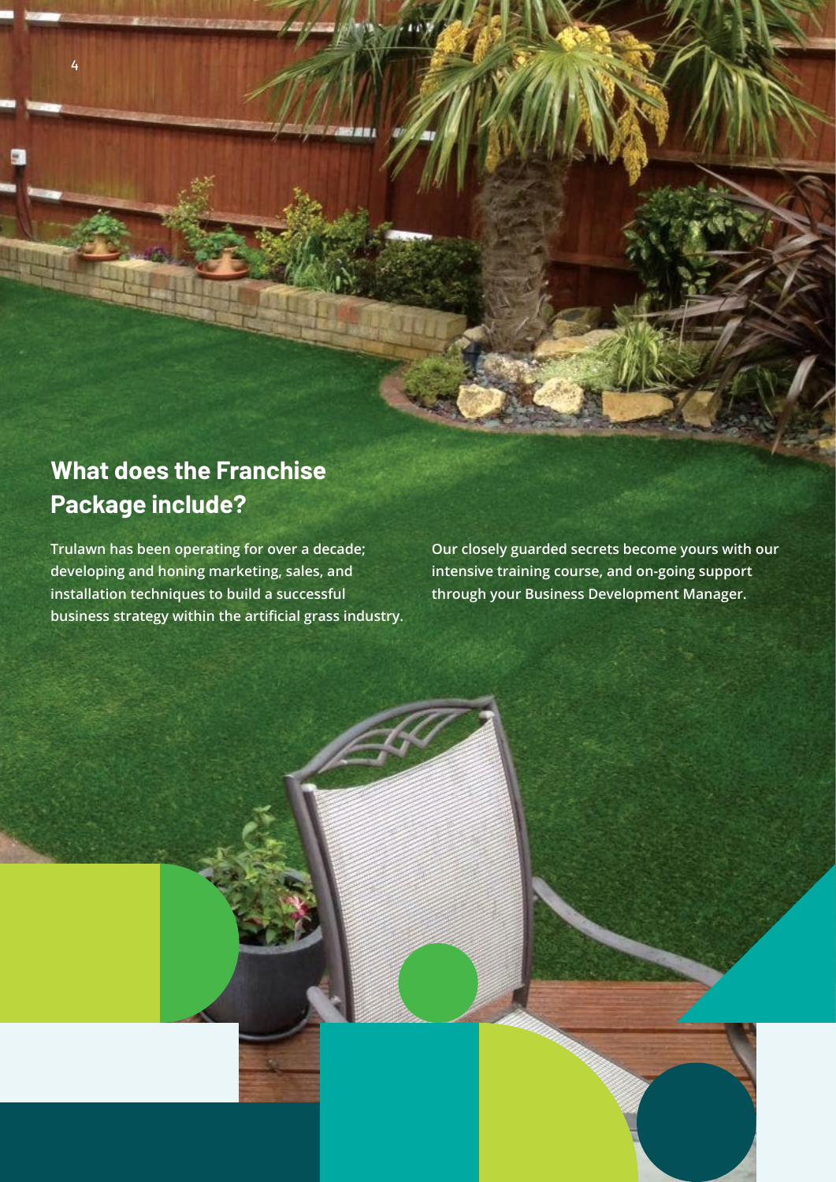## What does the Franchise Package include?

Trulawn has been operating for over a decade; developing and honing marketing, sales, and installation techniques to build a successful business strategy within the artificial grass industry.

Our closely guarded secrets become yours with our intensive training course, and on-going support through your Business Development Manager.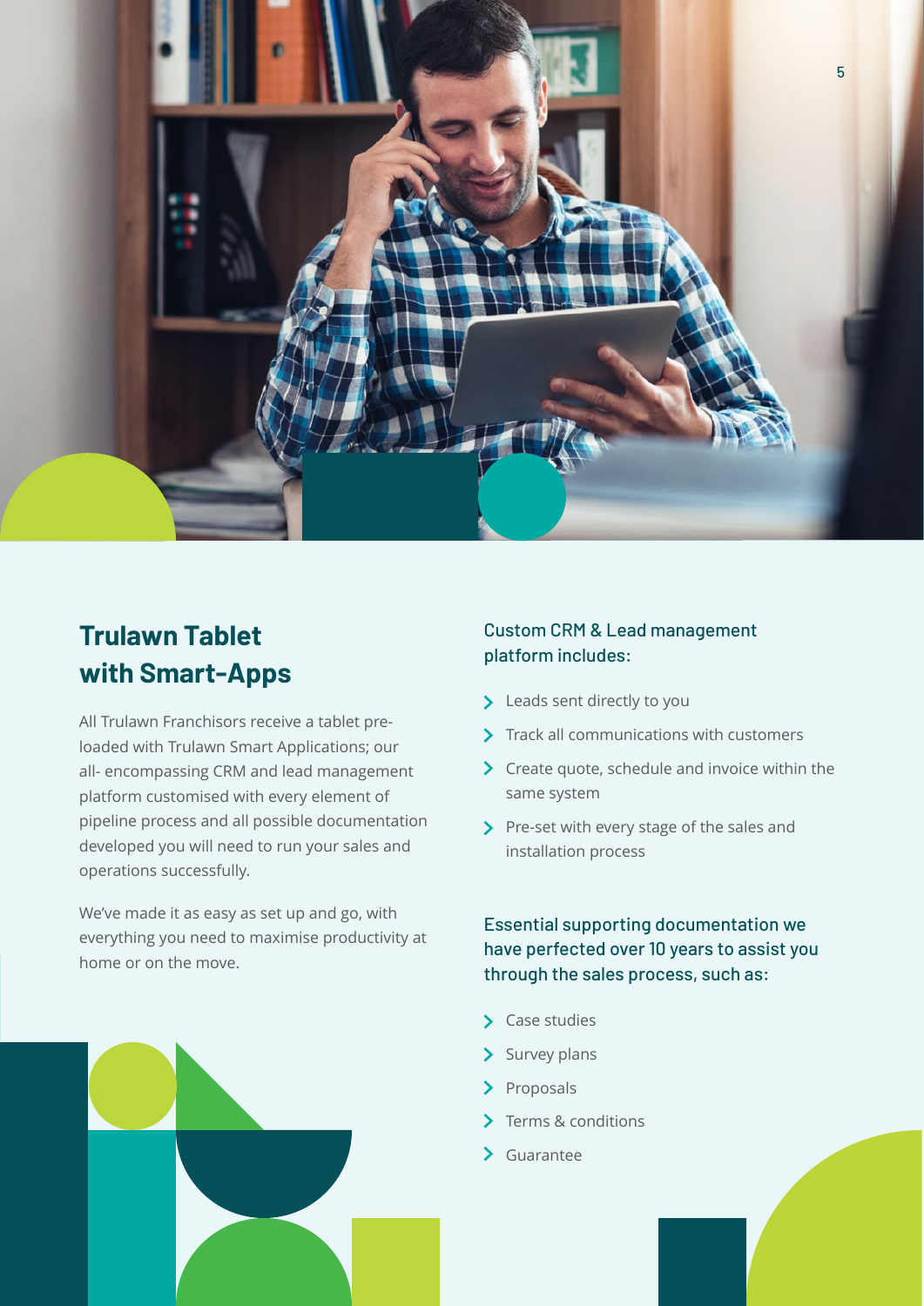## Trulawn Tablet with Smart-Apps

All Trulawn Franchisors receive a tablet pre-loaded with Trulawn Smart Applications; our all- encompassing CRM and lead management platform customised with every element of pipeline process and all possible documentation developed you will need to run your sales and operations successfully.

We've made it as easy as set up and go, with everything you need to maximise productivity at home or on the move.

### Custom CRM & Lead management platform includes:

- Leads sent directly to you
- Track all communications with customers
- Create quote, schedule and invoice within the same system
- Pre-set with every stage of the sales and installation process

### Essential supporting documentation we have perfected over 10 years to assist you through the sales process, such as:

- Case studies
- Survey plans
- Proposals
- Terms & conditions
- Guarantee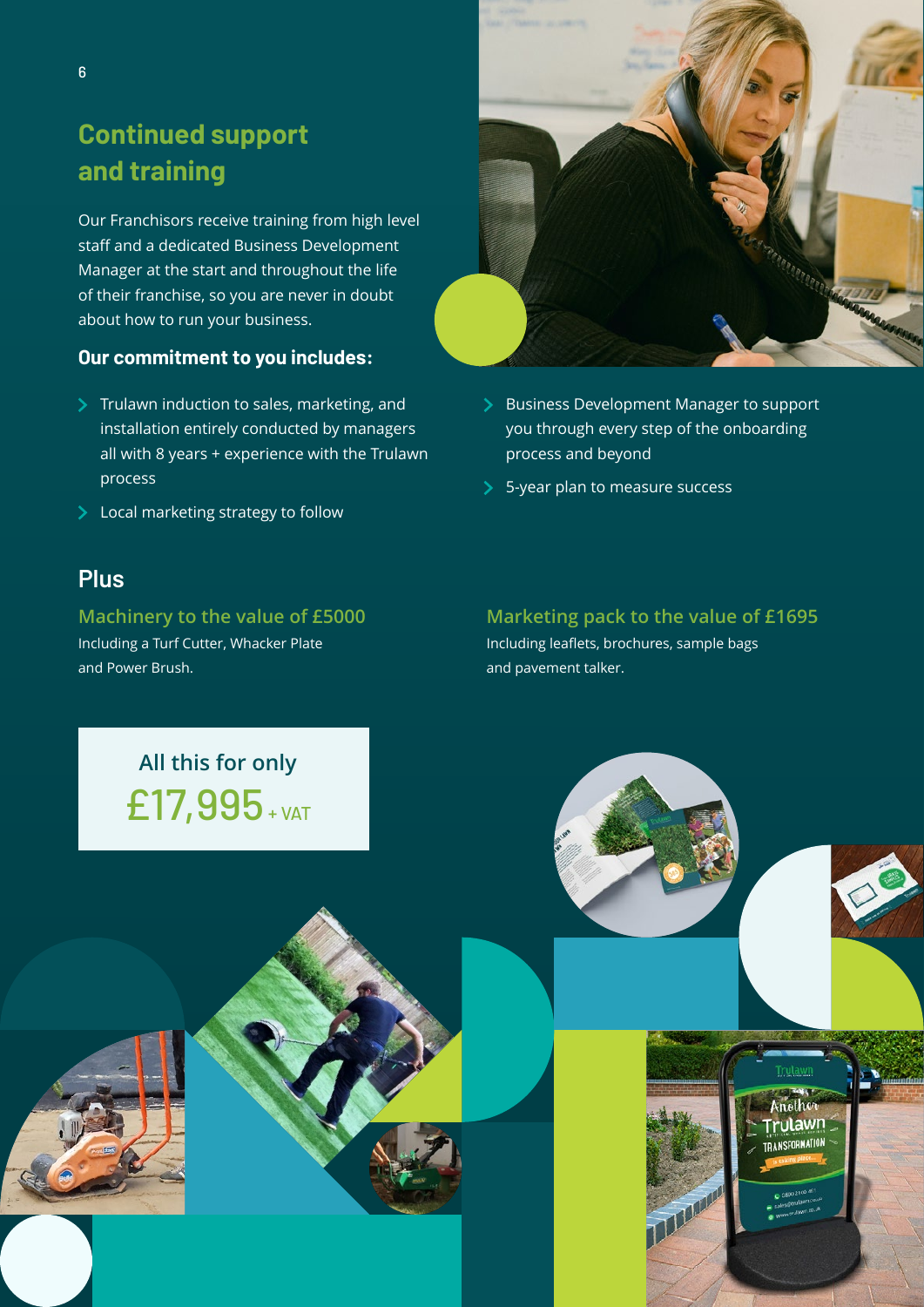## Continued support and training

Our Franchisors receive training from high level staff and a dedicated Business Development Manager at the start and throughout the life of their franchise, so you are never in doubt about how to run your business.

### Our commitment to you includes:

- Trulawn induction to sales, marketing, and installation entirely conducted by managers all with 8 years + experience with the Trulawn process
- Local marketing strategy to follow
- Business Development Manager to support you through every step of the onboarding process and beyond
- 5-year plan to measure success

## Plus

### Machinery to the value of £5000

Including a Turf Cutter, Whacker Plate and Power Brush.

### Marketing pack to the value of £1695

Including leaflets, brochures, sample bags and pavement talker.

All this for only
**£17,995** + VAT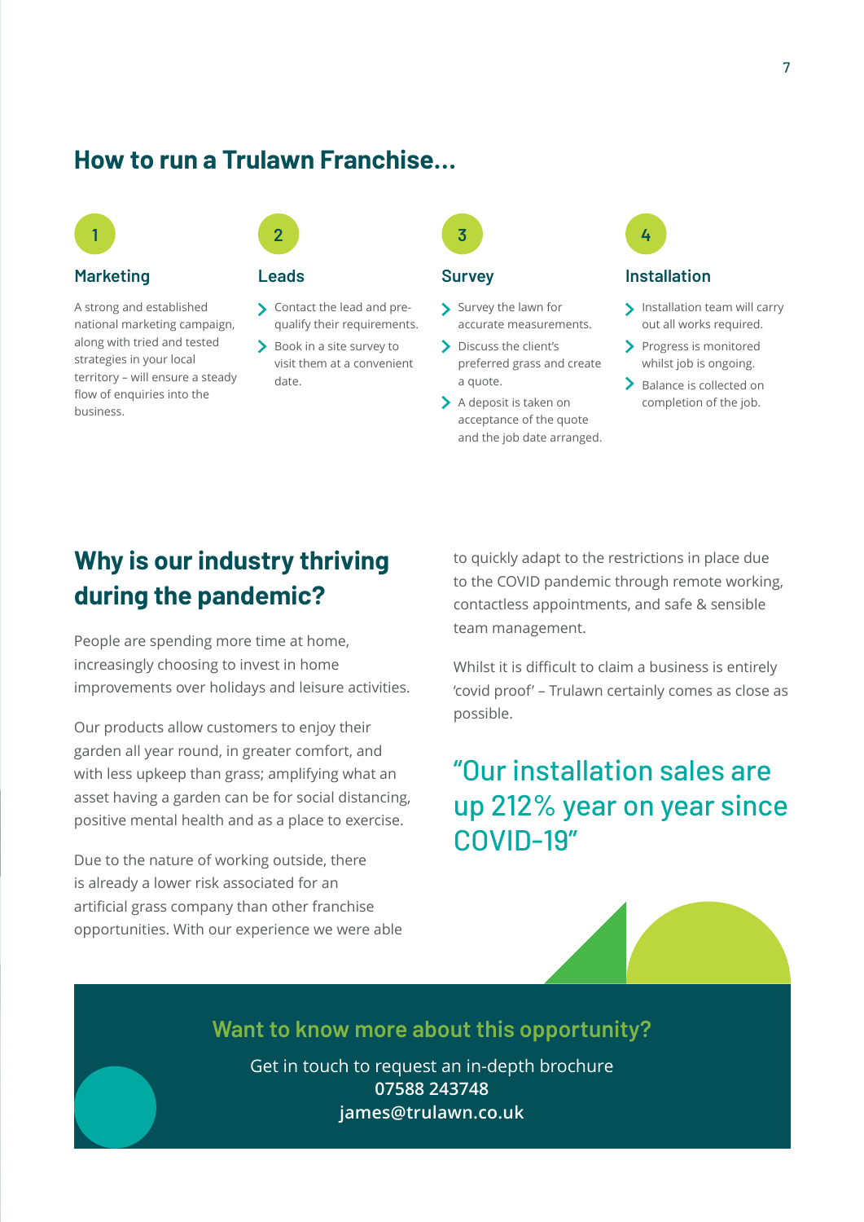## How to run a Trulawn Franchise...

### 1 Marketing

A strong and established national marketing campaign, along with tried and tested strategies in your local territory – will ensure a steady flow of enquiries into the business.

### 2 Leads

- Contact the lead and pre-qualify their requirements.
- Book in a site survey to visit them at a convenient date.

### 3 Survey

- Survey the lawn for accurate measurements.
- Discuss the client's preferred grass and create a quote.
- A deposit is taken on acceptance of the quote and the job date arranged.

### 4 Installation

- Installation team will carry out all works required.
- Progress is monitored whilst job is ongoing.
- Balance is collected on completion of the job.

## Why is our industry thriving during the pandemic?

People are spending more time at home, increasingly choosing to invest in home improvements over holidays and leisure activities.

Our products allow customers to enjoy their garden all year round, in greater comfort, and with less upkeep than grass; amplifying what an asset having a garden can be for social distancing, positive mental health and as a place to exercise.

Due to the nature of working outside, there is already a lower risk associated for an artificial grass company than other franchise opportunities. With our experience we were able to quickly adapt to the restrictions in place due to the COVID pandemic through remote working, contactless appointments, and safe & sensible team management.

Whilst it is difficult to claim a business is entirely 'covid proof' – Trulawn certainly comes as close as possible.

> "Our installation sales are up 212% year on year since COVID-19"

### Want to know more about this opportunity?

Get in touch to request an in-depth brochure
**07588 243748**
**james@trulawn.co.uk**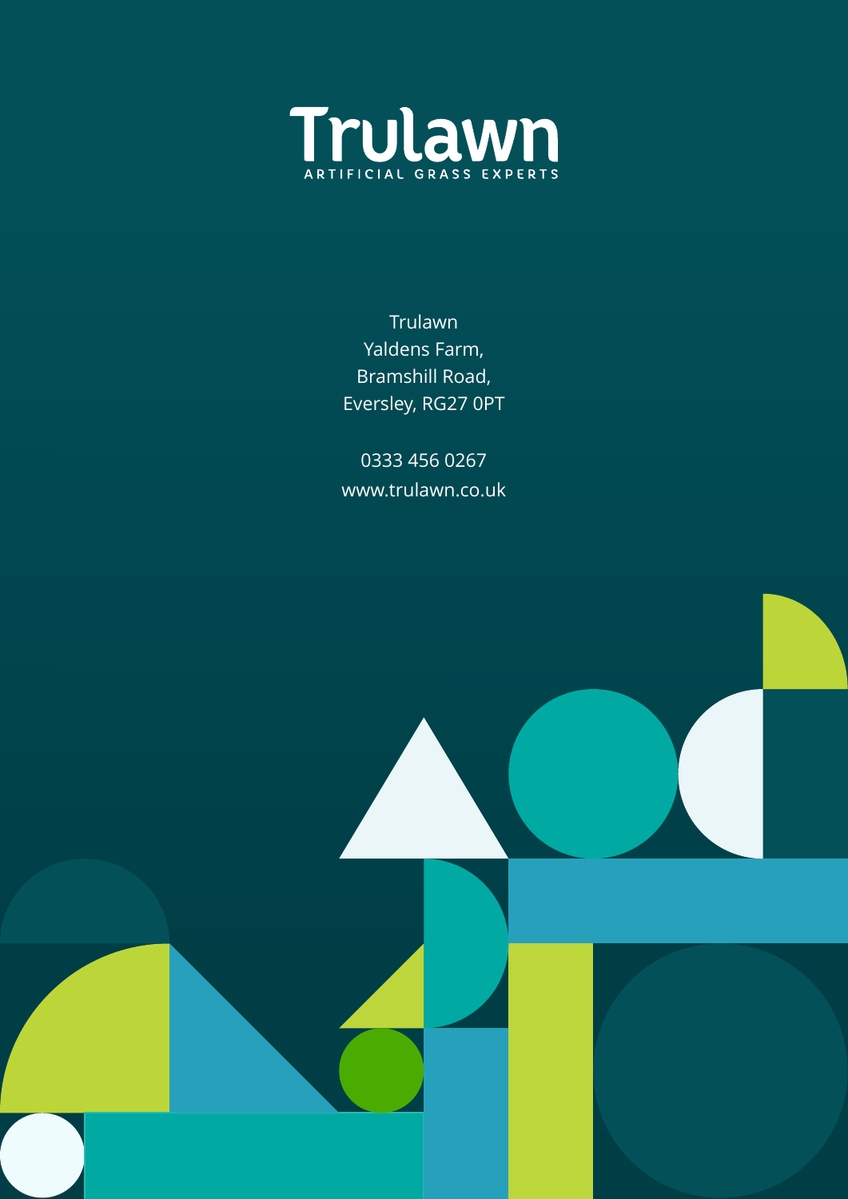# Trulawn

ARTIFICIAL GRASS EXPERTS

Trulawn
Yaldens Farm,
Bramshill Road,
Eversley, RG27 0PT

0333 456 0267
www.trulawn.co.uk